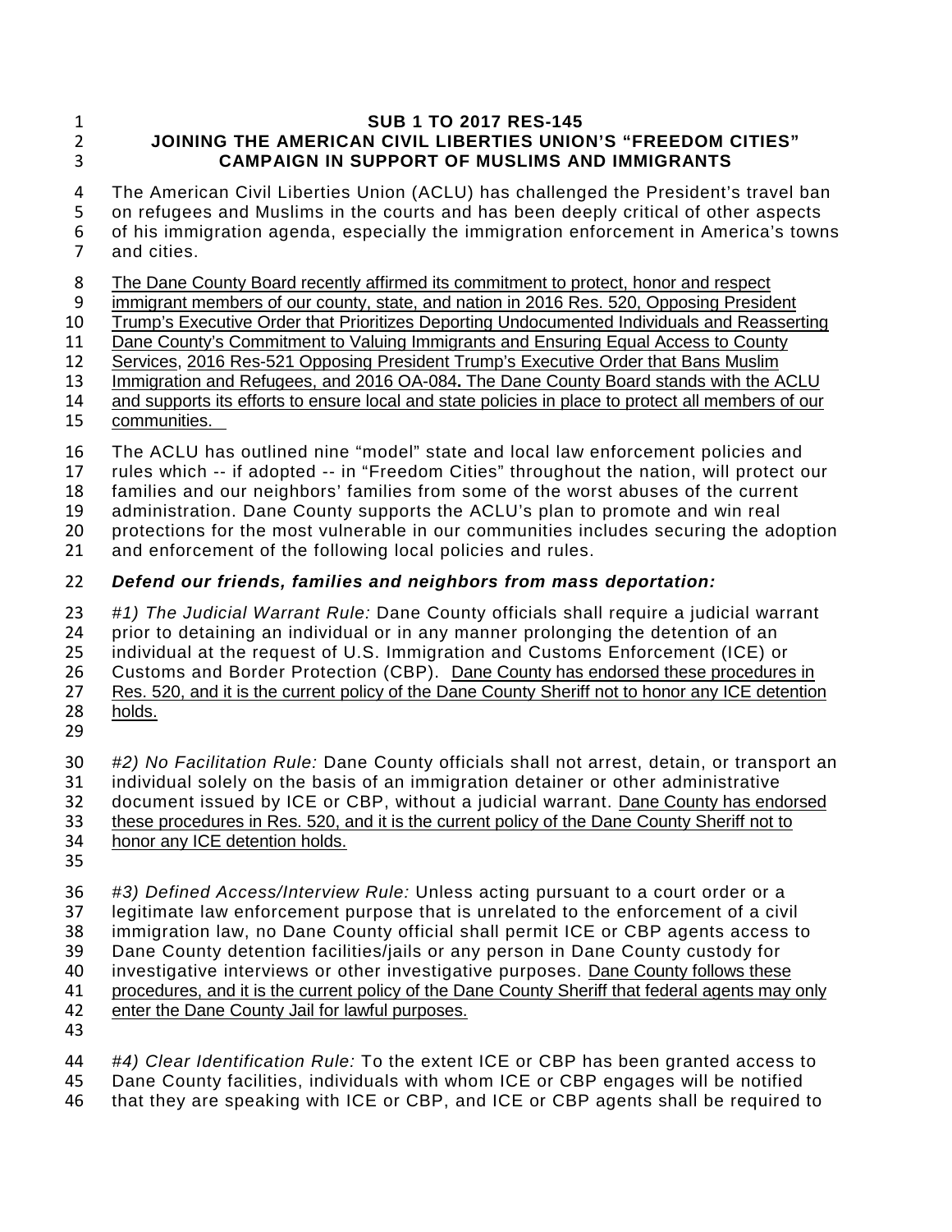**SUB 1 TO 2017 RES-145**
**JOINING THE AMERICAN CIVIL LIBERTIES UNION'S "FREEDOM CITIES" CAMPAIGN IN SUPPORT OF MUSLIMS AND IMMIGRANTS**

The American Civil Liberties Union (ACLU) has challenged the President's travel ban on refugees and Muslims in the courts and has been deeply critical of other aspects of his immigration agenda, especially the immigration enforcement in America's towns and cities.

<u>The Dane County Board recently affirmed its commitment to protect, honor and respect immigrant members of our county, state, and nation in 2016 Res. 520, Opposing President Trump's Executive Order that Prioritizes Deporting Undocumented Individuals and Reasserting Dane County's Commitment to Valuing Immigrants and Ensuring Equal Access to County Services, 2016 Res-521 Opposing President Trump's Executive Order that Bans Muslim Immigration and Refugees, and 2016 OA-084**.** The Dane County Board stands with the ACLU and supports its efforts to ensure local and state policies in place to protect all members of our communities.</u>

The ACLU has outlined nine "model" state and local law enforcement policies and rules which -- if adopted -- in "Freedom Cities" throughout the nation, will protect our families and our neighbors' families from some of the worst abuses of the current administration. Dane County supports the ACLU's plan to promote and win real protections for the most vulnerable in our communities includes securing the adoption and enforcement of the following local policies and rules.

***Defend our friends, families and neighbors from mass deportation:***

*#1) The Judicial Warrant Rule:* Dane County officials shall require a judicial warrant prior to detaining an individual or in any manner prolonging the detention of an individual at the request of U.S. Immigration and Customs Enforcement (ICE) or Customs and Border Protection (CBP). <u>Dane County has endorsed these procedures in Res. 520, and it is the current policy of the Dane County Sheriff not to honor any ICE detention holds.</u>

*#2) No Facilitation Rule:* Dane County officials shall not arrest, detain, or transport an individual solely on the basis of an immigration detainer or other administrative document issued by ICE or CBP, without a judicial warrant. <u>Dane County has endorsed these procedures in Res. 520, and it is the current policy of the Dane County Sheriff not to honor any ICE detention holds.</u>

*#3) Defined Access/Interview Rule:* Unless acting pursuant to a court order or a legitimate law enforcement purpose that is unrelated to the enforcement of a civil immigration law, no Dane County official shall permit ICE or CBP agents access to Dane County detention facilities/jails or any person in Dane County custody for investigative interviews or other investigative purposes. <u>Dane County follows these procedures, and it is the current policy of the Dane County Sheriff that federal agents may only enter the Dane County Jail for lawful purposes.</u>

*#4) Clear Identification Rule:* To the extent ICE or CBP has been granted access to Dane County facilities, individuals with whom ICE or CBP engages will be notified that they are speaking with ICE or CBP, and ICE or CBP agents shall be required to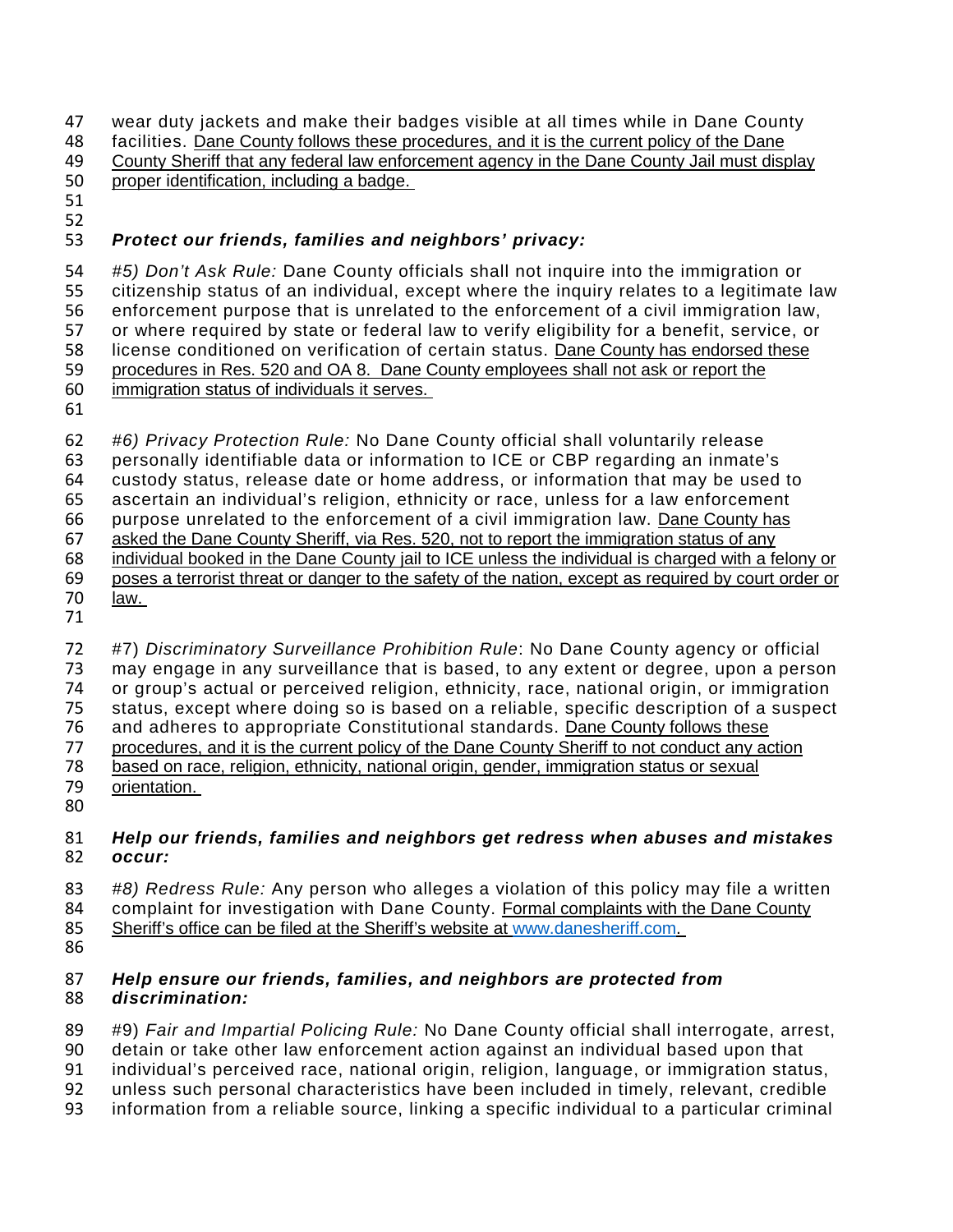wear duty jackets and make their badges visible at all times while in Dane County facilities. <u>Dane County follows these procedures, and it is the current policy of the Dane County Sheriff that any federal law enforcement agency in the Dane County Jail must display proper identification, including a badge.</u>

***Protect our friends, families and neighbors' privacy:***

*#5) Don't Ask Rule:* Dane County officials shall not inquire into the immigration or citizenship status of an individual, except where the inquiry relates to a legitimate law enforcement purpose that is unrelated to the enforcement of a civil immigration law, or where required by state or federal law to verify eligibility for a benefit, service, or license conditioned on verification of certain status. <u>Dane County has endorsed these procedures in Res. 520 and OA 8. Dane County employees shall not ask or report the immigration status of individuals it serves.</u>

*#6) Privacy Protection Rule:* No Dane County official shall voluntarily release personally identifiable data or information to ICE or CBP regarding an inmate's custody status, release date or home address, or information that may be used to ascertain an individual's religion, ethnicity or race, unless for a law enforcement purpose unrelated to the enforcement of a civil immigration law. <u>Dane County has asked the Dane County Sheriff, via Res. 520, not to report the immigration status of any individual booked in the Dane County jail to ICE unless the individual is charged with a felony or poses a terrorist threat or danger to the safety of the nation, except as required by court order or law.</u>

#7) *Discriminatory Surveillance Prohibition Rule*: No Dane County agency or official may engage in any surveillance that is based, to any extent or degree, upon a person or group's actual or perceived religion, ethnicity, race, national origin, or immigration status, except where doing so is based on a reliable, specific description of a suspect and adheres to appropriate Constitutional standards. <u>Dane County follows these procedures, and it is the current policy of the Dane County Sheriff to not conduct any action based on race, religion, ethnicity, national origin, gender, immigration status or sexual orientation.</u>

***Help our friends, families and neighbors get redress when abuses and mistakes occur:***

*#8) Redress Rule:* Any person who alleges a violation of this policy may file a written complaint for investigation with Dane County. <u>Formal complaints with the Dane County Sheriff's office can be filed at the Sheriff's website at www.danesheriff.com.</u>

***Help ensure our friends, families, and neighbors are protected from discrimination:***

#9) *Fair and Impartial Policing Rule:* No Dane County official shall interrogate, arrest, detain or take other law enforcement action against an individual based upon that individual's perceived race, national origin, religion, language, or immigration status, unless such personal characteristics have been included in timely, relevant, credible information from a reliable source, linking a specific individual to a particular criminal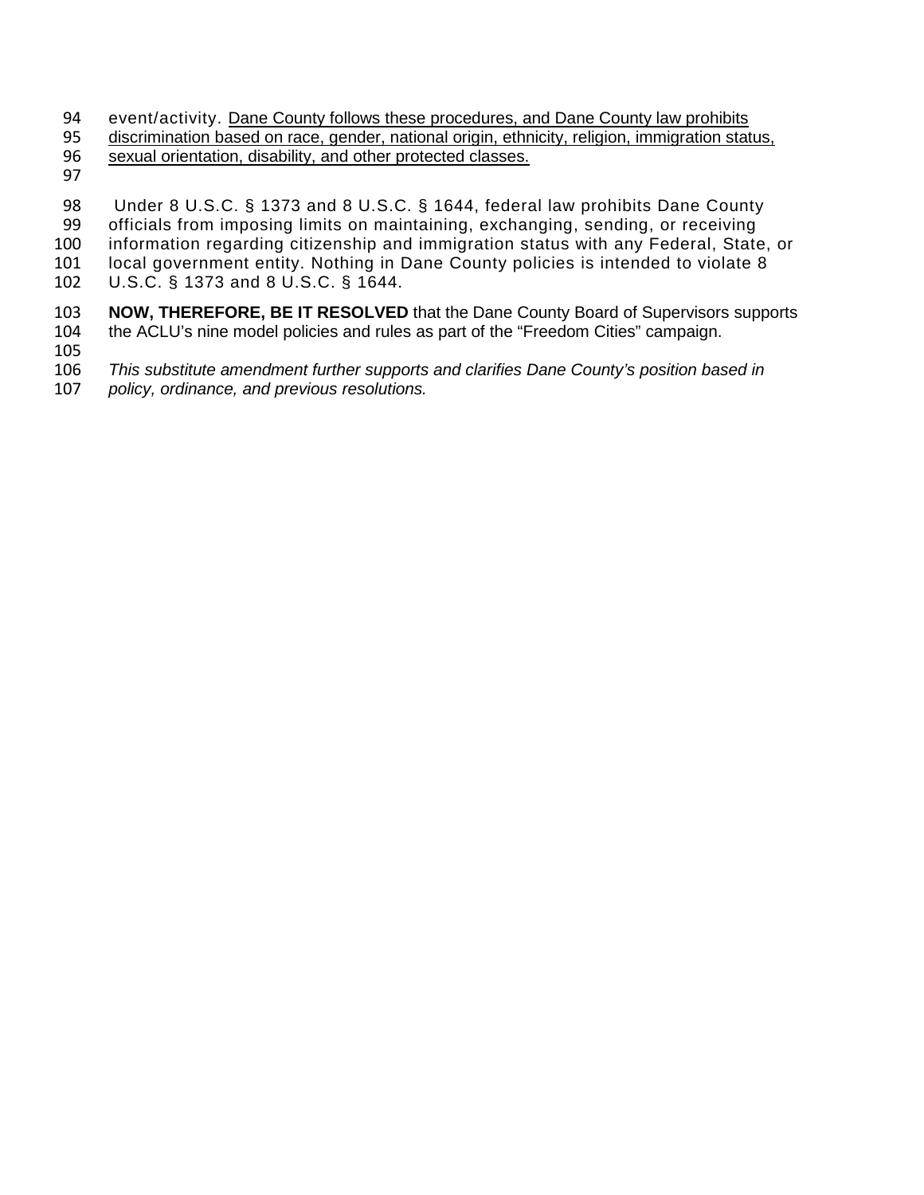event/activity. <u>Dane County follows these procedures, and Dane County law prohibits discrimination based on race, gender, national origin, ethnicity, religion, immigration status, sexual orientation, disability, and other protected classes.</u>

Under 8 U.S.C. § 1373 and 8 U.S.C. § 1644, federal law prohibits Dane County officials from imposing limits on maintaining, exchanging, sending, or receiving information regarding citizenship and immigration status with any Federal, State, or local government entity. Nothing in Dane County policies is intended to violate 8 U.S.C. § 1373 and 8 U.S.C. § 1644.

**NOW, THEREFORE, BE IT RESOLVED** that the Dane County Board of Supervisors supports the ACLU's nine model policies and rules as part of the "Freedom Cities" campaign.

*This substitute amendment further supports and clarifies Dane County's position based in policy, ordinance, and previous resolutions.*